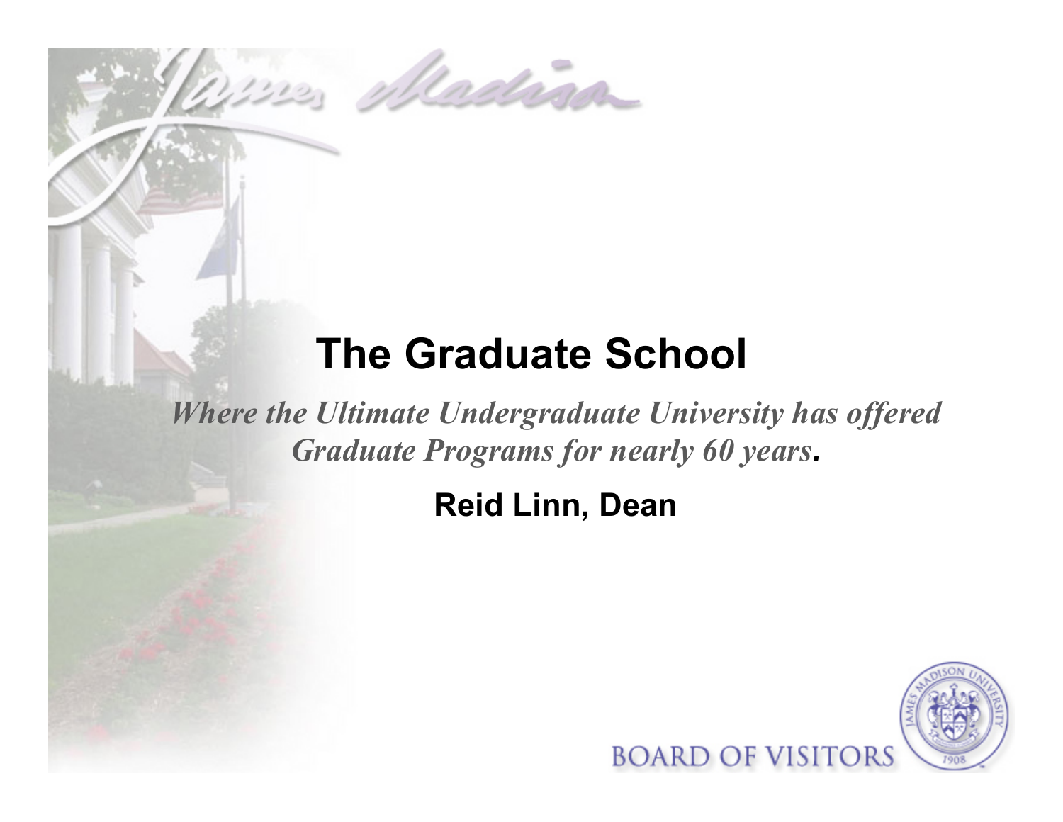# The Graduate School

*Where the Ultimate Undergraduate University has offered Graduate Programs for nearly 60 years.*

**Reid Linn, Dean**

BOARD OF VISITORS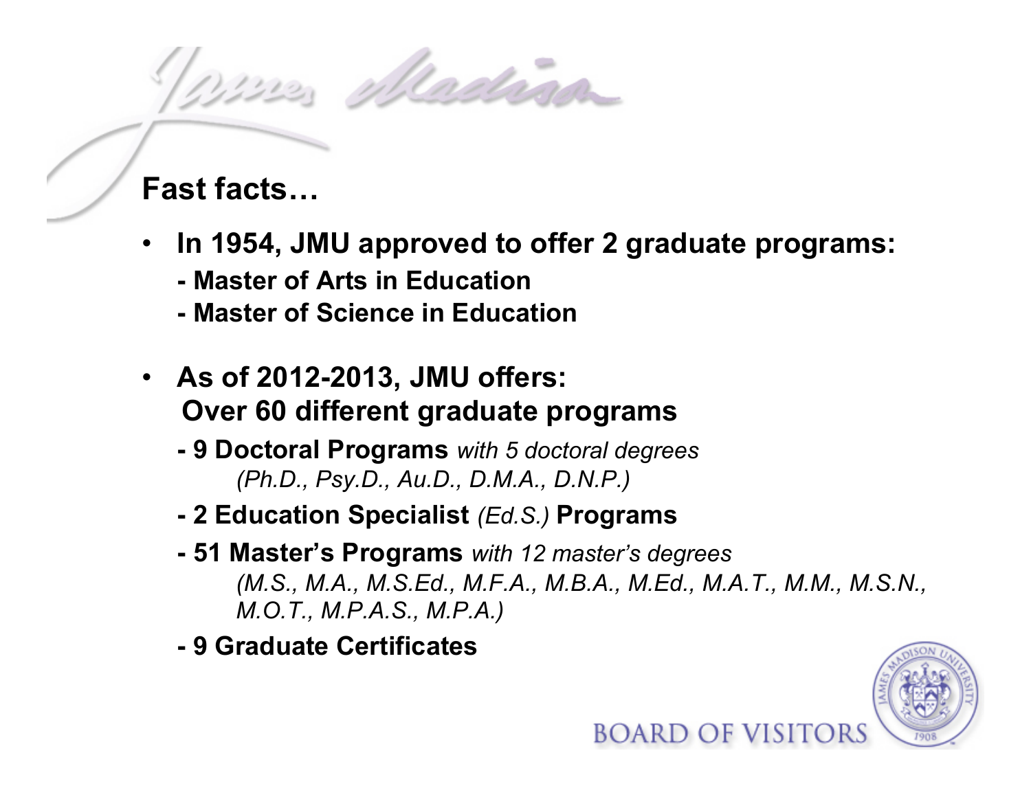## Fast facts…

- **In 1954, JMU approved to offer 2 graduate programs:**
  - **- Master of Arts in Education**
  - **- Master of Science in Education**

- **As of 2012-2013, JMU offers: Over 60 different graduate programs**
  - **- 9 Doctoral Programs** *with 5 doctoral degrees (Ph.D., Psy.D., Au.D., D.M.A., D.N.P.)*
  - **- 2 Education Specialist** *(Ed.S.)* **Programs**
  - **- 51 Master's Programs** *with 12 master's degrees (M.S., M.A., M.S.Ed., M.F.A., M.B.A., M.Ed., M.A.T., M.M., M.S.N., M.O.T., M.P.A.S., M.P.A.)*
  - **- 9 Graduate Certificates**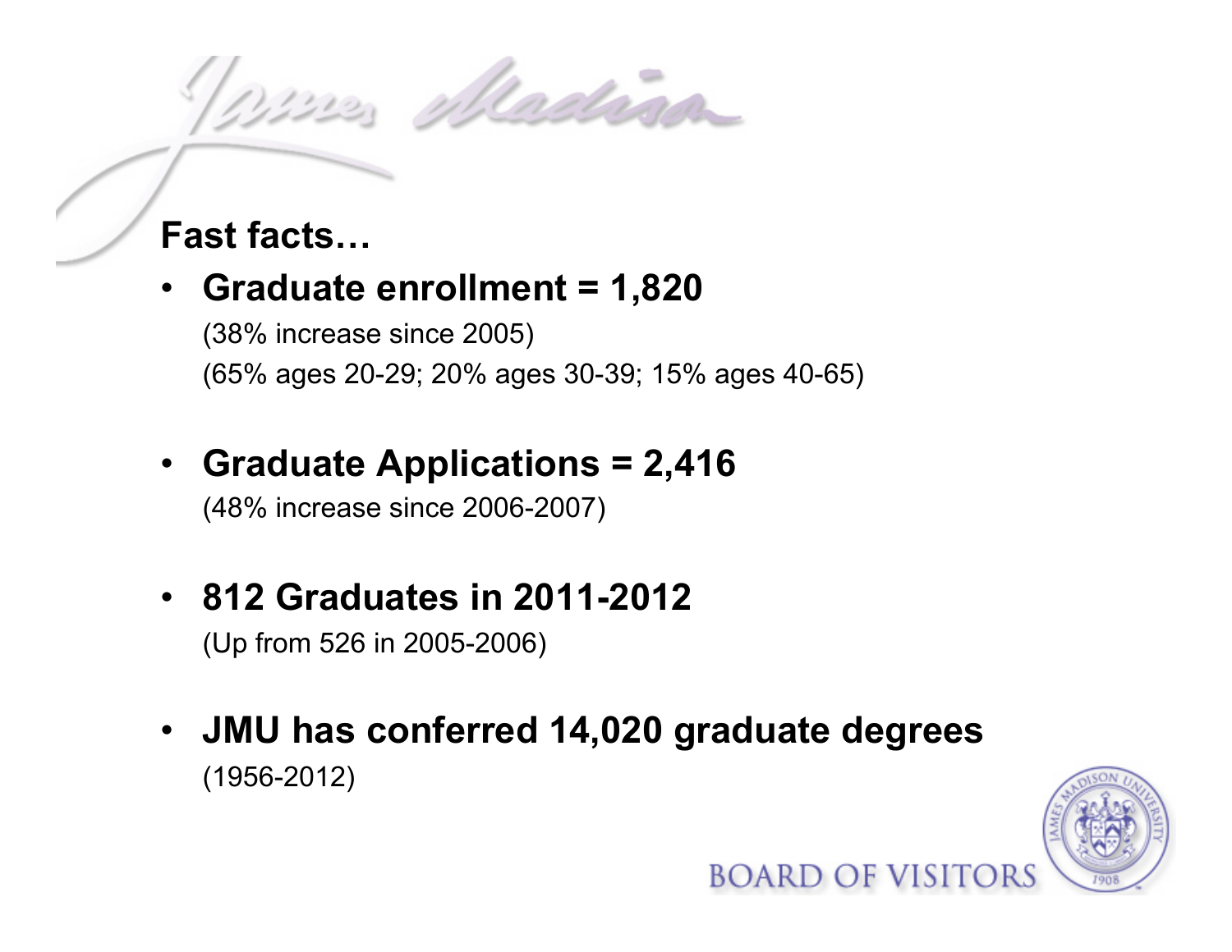## Fast facts…

- **Graduate enrollment = 1,820**
  (38% increase since 2005)
  (65% ages 20-29; 20% ages 30-39; 15% ages 40-65)

- **Graduate Applications = 2,416**
  (48% increase since 2006-2007)

- **812 Graduates in 2011-2012**
  (Up from 526 in 2005-2006)

- **JMU has conferred 14,020 graduate degrees**
  (1956-2012)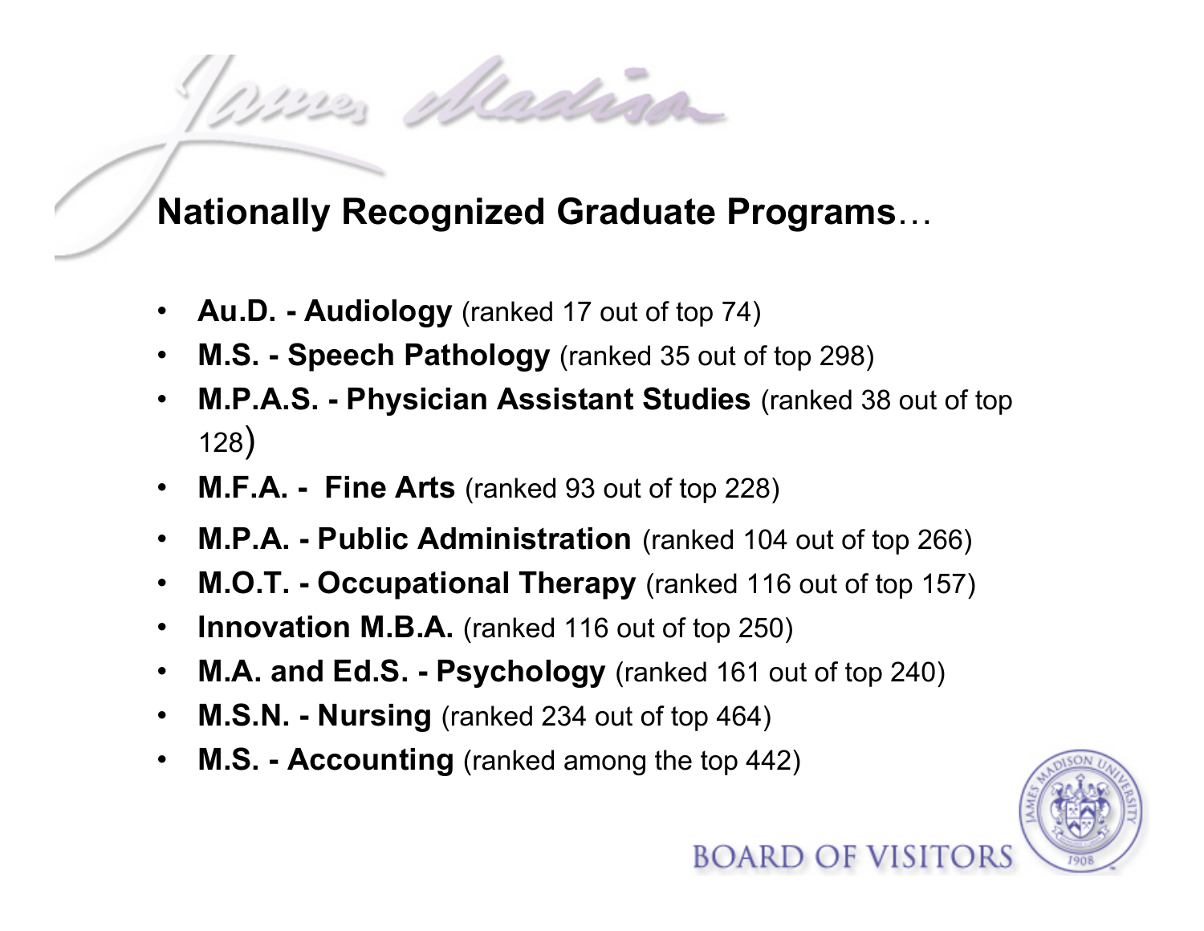## Nationally Recognized Graduate Programs…

- **Au.D. - Audiology** (ranked 17 out of top 74)
- **M.S. - Speech Pathology** (ranked 35 out of top 298)
- **M.P.A.S. - Physician Assistant Studies** (ranked 38 out of top 128)
- **M.F.A. - Fine Arts** (ranked 93 out of top 228)
- **M.P.A. - Public Administration** (ranked 104 out of top 266)
- **M.O.T. - Occupational Therapy** (ranked 116 out of top 157)
- **Innovation M.B.A.** (ranked 116 out of top 250)
- **M.A. and Ed.S. - Psychology** (ranked 161 out of top 240)
- **M.S.N. - Nursing** (ranked 234 out of top 464)
- **M.S. - Accounting** (ranked among the top 442)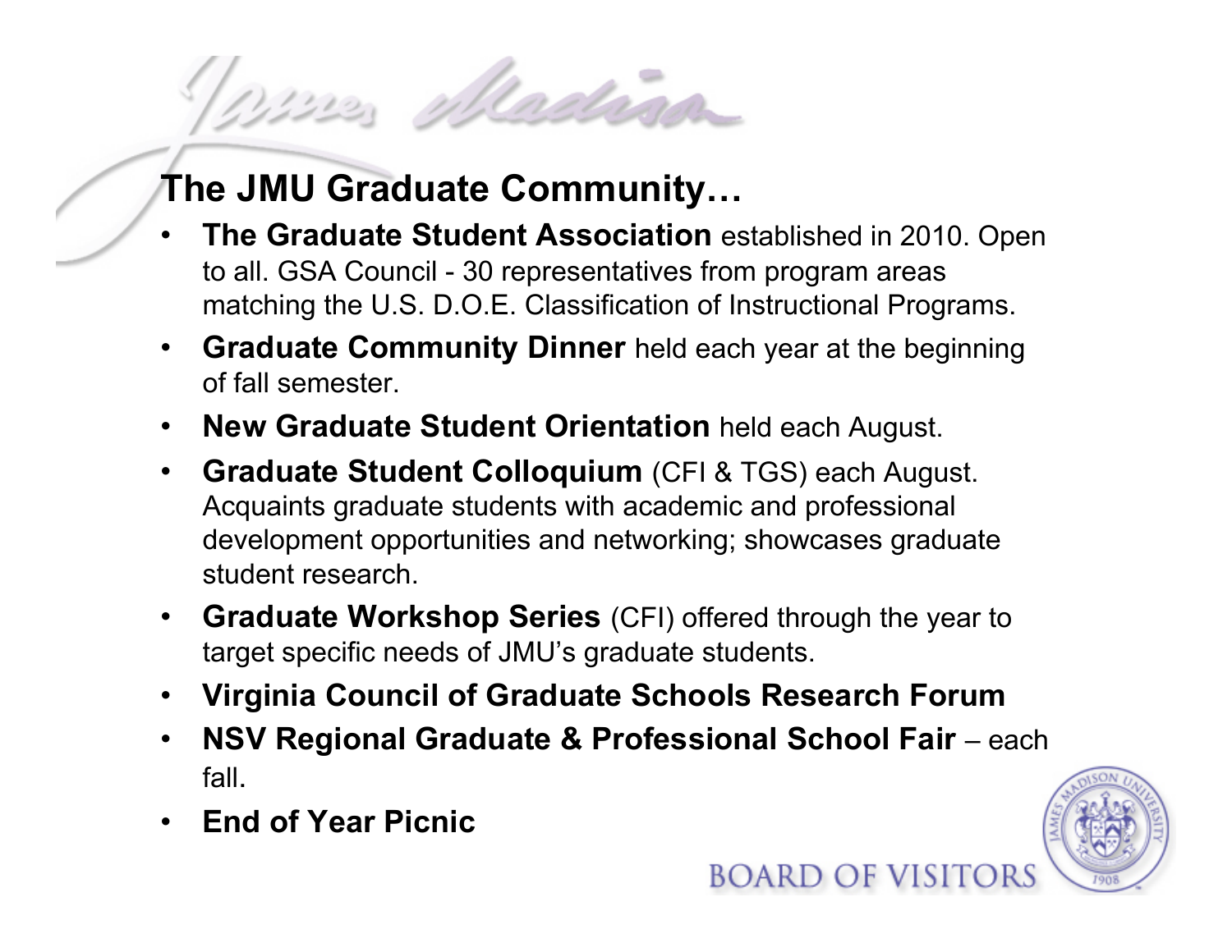## The JMU Graduate Community…

- **The Graduate Student Association** established in 2010. Open to all. GSA Council - 30 representatives from program areas matching the U.S. D.O.E. Classification of Instructional Programs.
- **Graduate Community Dinner** held each year at the beginning of fall semester.
- **New Graduate Student Orientation** held each August.
- **Graduate Student Colloquium** (CFI & TGS) each August. Acquaints graduate students with academic and professional development opportunities and networking; showcases graduate student research.
- **Graduate Workshop Series** (CFI) offered through the year to target specific needs of JMU's graduate students.
- **Virginia Council of Graduate Schools Research Forum**
- **NSV Regional Graduate & Professional School Fair** – each fall.
- **End of Year Picnic**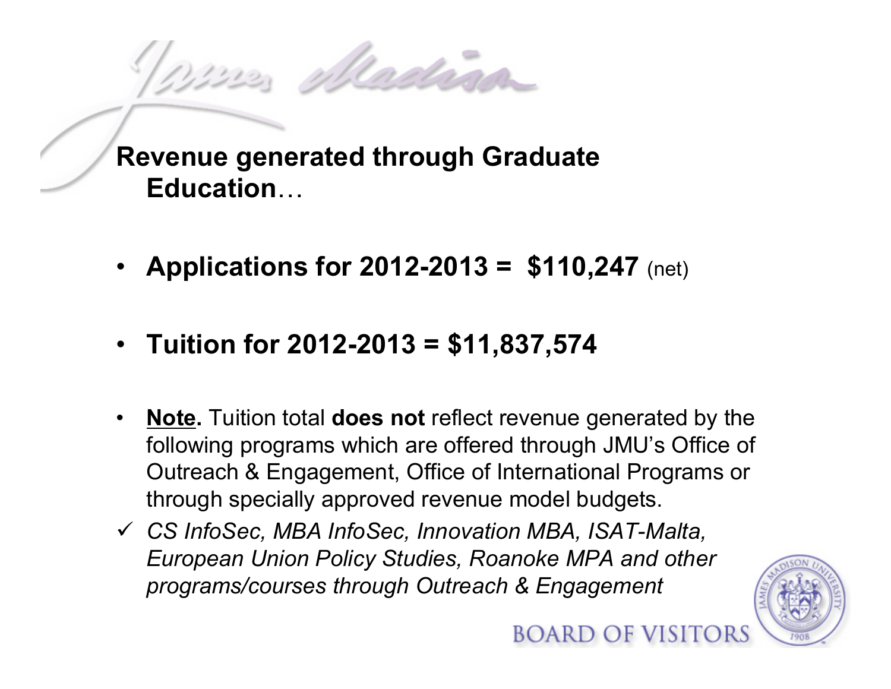## Revenue generated through Graduate Education…

- **Applications for 2012-2013 = $110,247** (net)

- **Tuition for 2012-2013 = $11,837,574**

- **Note.** Tuition total **does not** reflect revenue generated by the following programs which are offered through JMU's Office of Outreach & Engagement, Office of International Programs or through specially approved revenue model budgets.

✓ *CS InfoSec, MBA InfoSec, Innovation MBA, ISAT-Malta, European Union Policy Studies, Roanoke MPA and other programs/courses through Outreach & Engagement*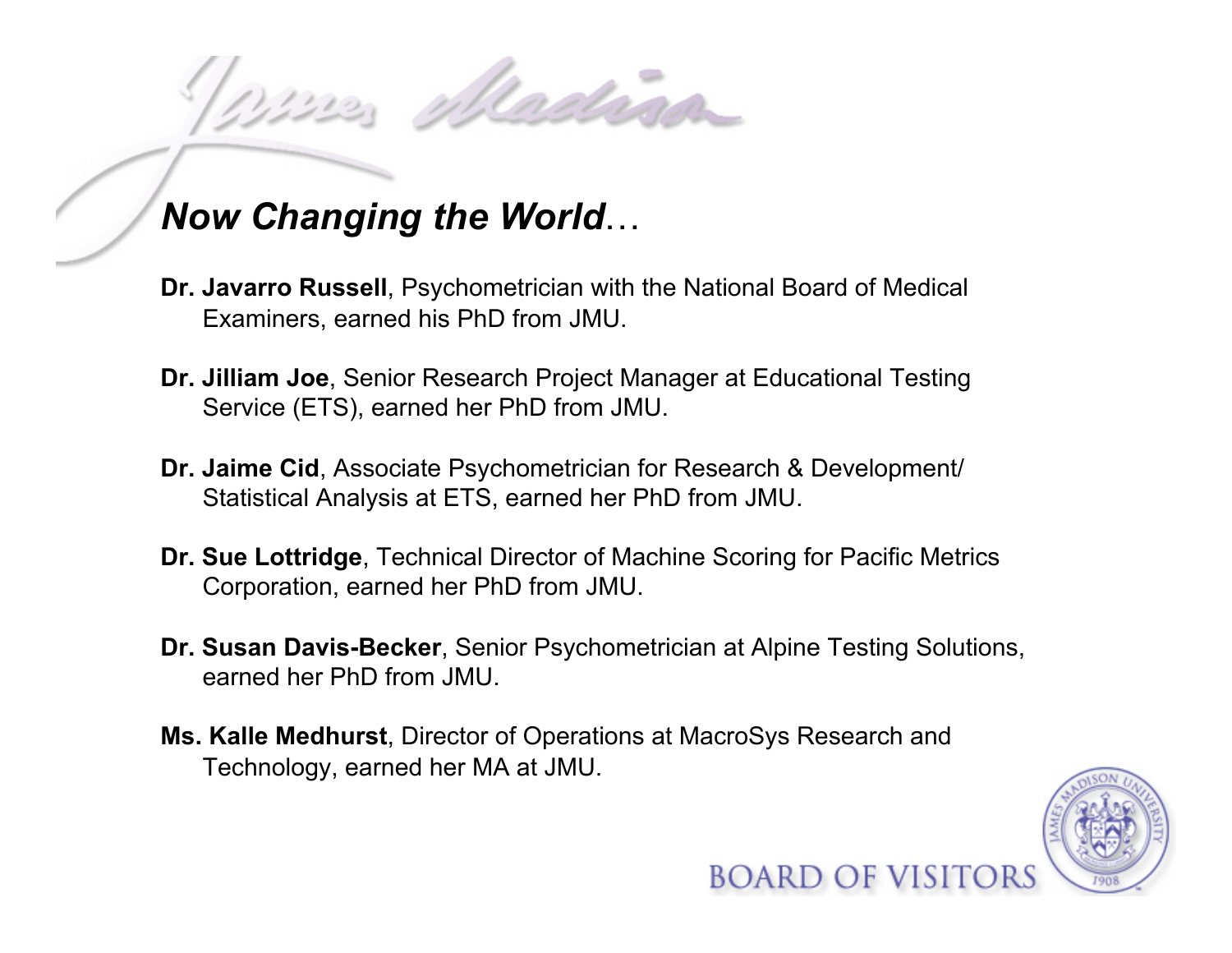## *Now Changing the World*…

**Dr. Javarro Russell**, Psychometrician with the National Board of Medical Examiners, earned his PhD from JMU.

**Dr. Jilliam Joe**, Senior Research Project Manager at Educational Testing Service (ETS), earned her PhD from JMU.

**Dr. Jaime Cid**, Associate Psychometrician for Research & Development/ Statistical Analysis at ETS, earned her PhD from JMU.

**Dr. Sue Lottridge**, Technical Director of Machine Scoring for Pacific Metrics Corporation, earned her PhD from JMU.

**Dr. Susan Davis-Becker**, Senior Psychometrician at Alpine Testing Solutions, earned her PhD from JMU.

**Ms. Kalle Medhurst**, Director of Operations at MacroSys Research and Technology, earned her MA at JMU.

BOARD OF VISITORS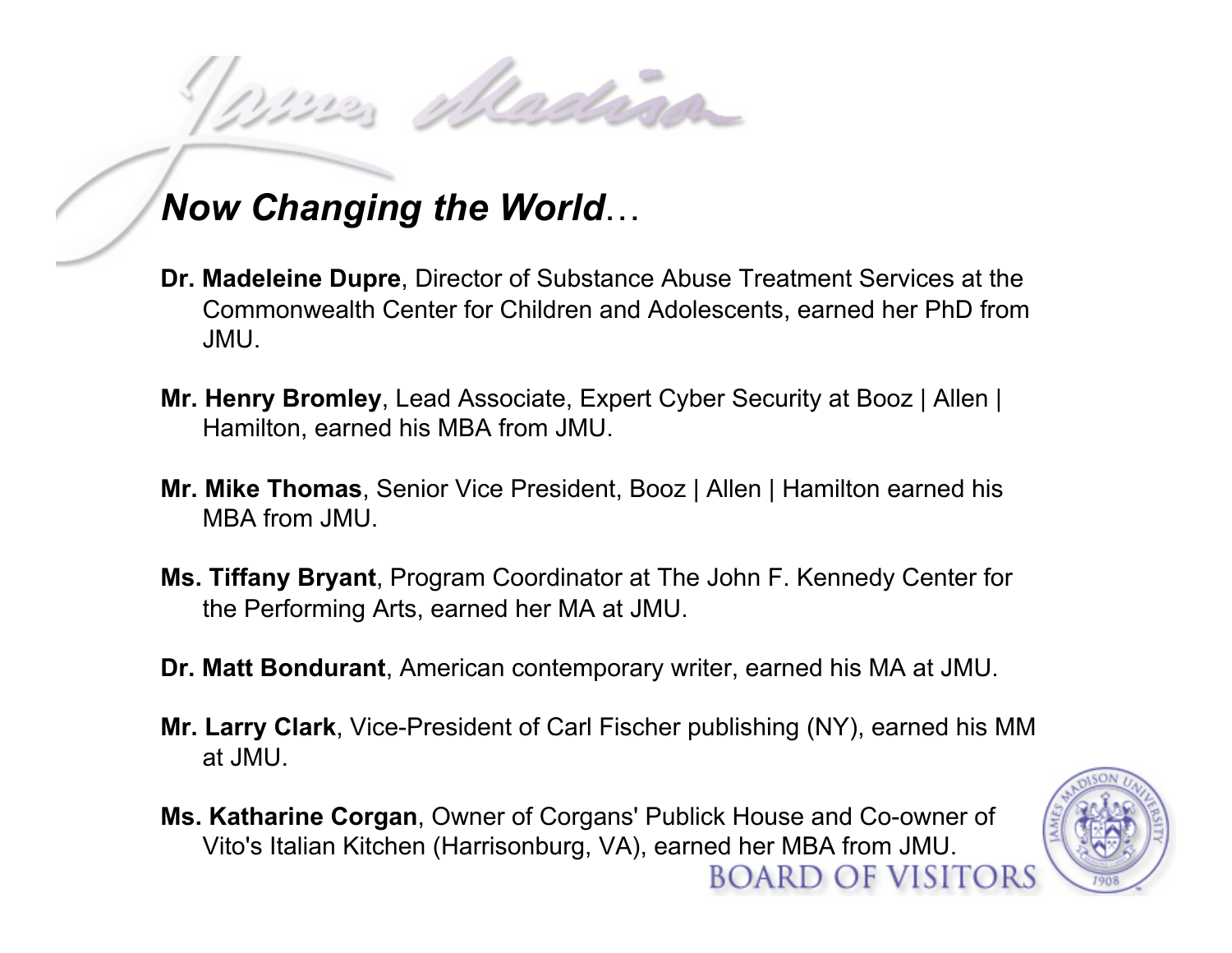## *Now Changing the World*…

**Dr. Madeleine Dupre**, Director of Substance Abuse Treatment Services at the Commonwealth Center for Children and Adolescents, earned her PhD from JMU.

**Mr. Henry Bromley**, Lead Associate, Expert Cyber Security at Booz | Allen | Hamilton, earned his MBA from JMU.

**Mr. Mike Thomas**, Senior Vice President, Booz | Allen | Hamilton earned his MBA from JMU.

**Ms. Tiffany Bryant**, Program Coordinator at The John F. Kennedy Center for the Performing Arts, earned her MA at JMU.

**Dr. Matt Bondurant**, American contemporary writer, earned his MA at JMU.

**Mr. Larry Clark**, Vice-President of Carl Fischer publishing (NY), earned his MM at JMU.

**Ms. Katharine Corgan**, Owner of Corgans' Publick House and Co-owner of Vito's Italian Kitchen (Harrisonburg, VA), earned her MBA from JMU.

BOARD OF VISITORS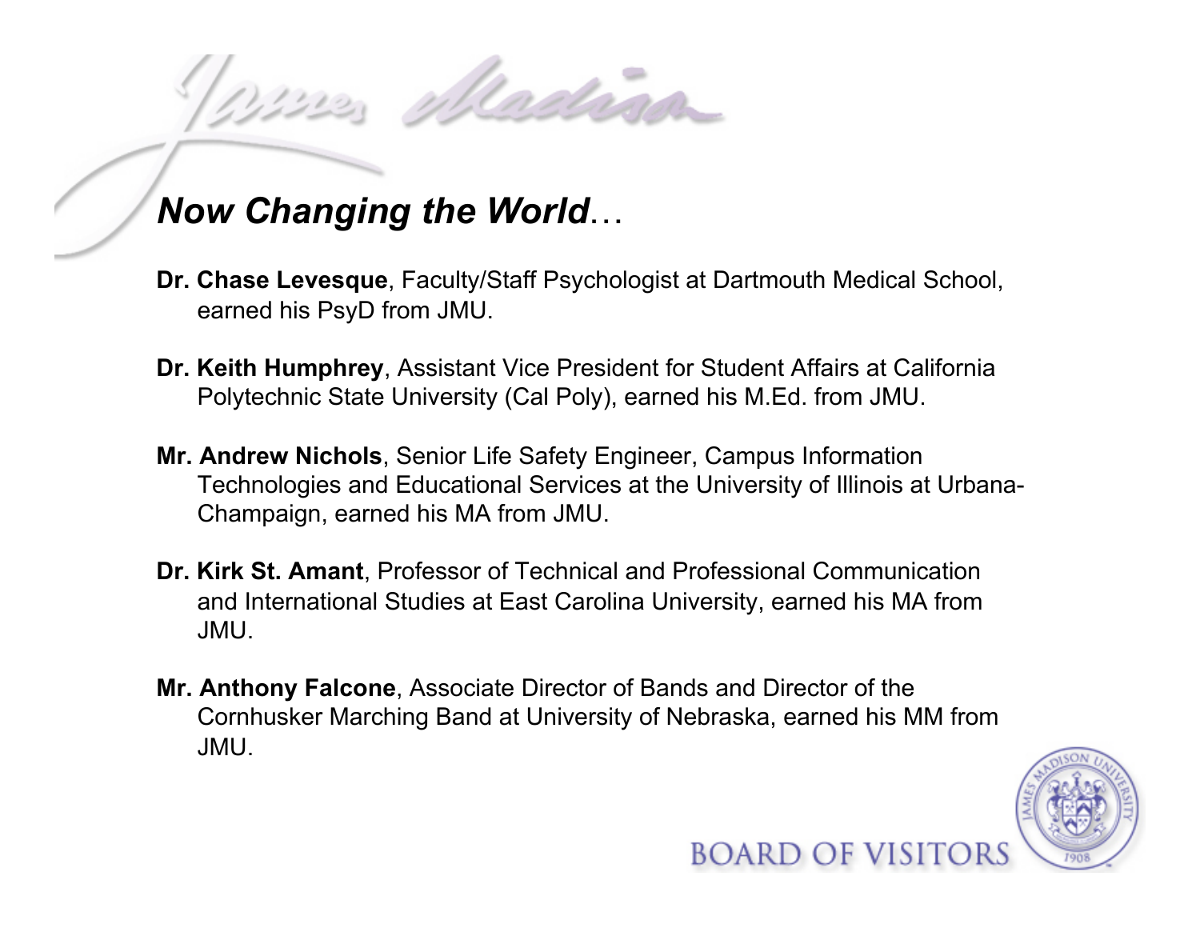## *Now Changing the World*…

**Dr. Chase Levesque**, Faculty/Staff Psychologist at Dartmouth Medical School, earned his PsyD from JMU.

**Dr. Keith Humphrey**, Assistant Vice President for Student Affairs at California Polytechnic State University (Cal Poly), earned his M.Ed. from JMU.

**Mr. Andrew Nichols**, Senior Life Safety Engineer, Campus Information Technologies and Educational Services at the University of Illinois at Urbana-Champaign, earned his MA from JMU.

**Dr. Kirk St. Amant**, Professor of Technical and Professional Communication and International Studies at East Carolina University, earned his MA from JMU.

**Mr. Anthony Falcone**, Associate Director of Bands and Director of the Cornhusker Marching Band at University of Nebraska, earned his MM from JMU.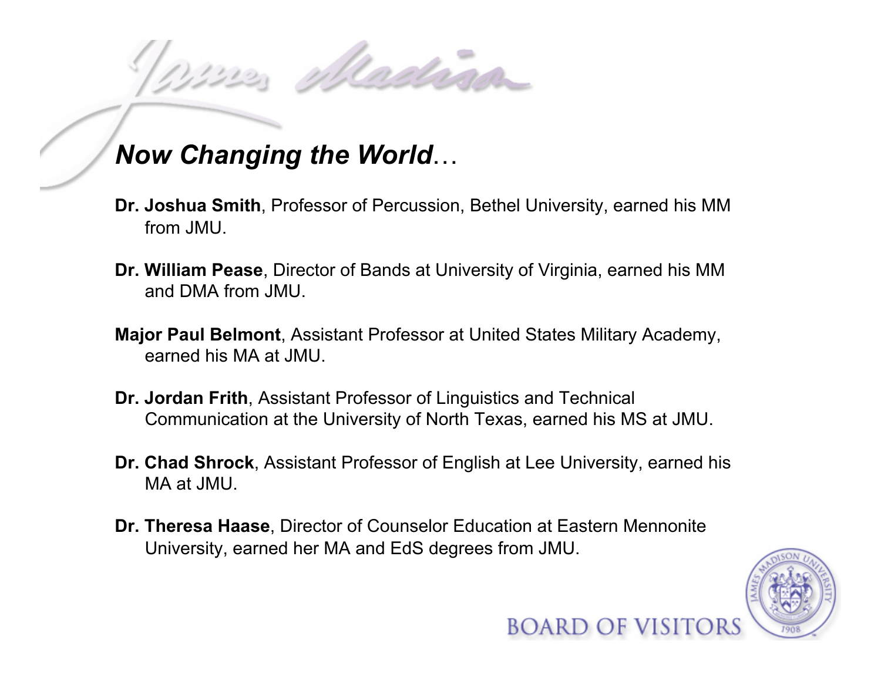## *Now Changing the World*…

**Dr. Joshua Smith**, Professor of Percussion, Bethel University, earned his MM from JMU.

**Dr. William Pease**, Director of Bands at University of Virginia, earned his MM and DMA from JMU.

**Major Paul Belmont**, Assistant Professor at United States Military Academy, earned his MA at JMU.

**Dr. Jordan Frith**, Assistant Professor of Linguistics and Technical Communication at the University of North Texas, earned his MS at JMU.

**Dr. Chad Shrock**, Assistant Professor of English at Lee University, earned his MA at JMU.

**Dr. Theresa Haase**, Director of Counselor Education at Eastern Mennonite University, earned her MA and EdS degrees from JMU.

BOARD OF VISITORS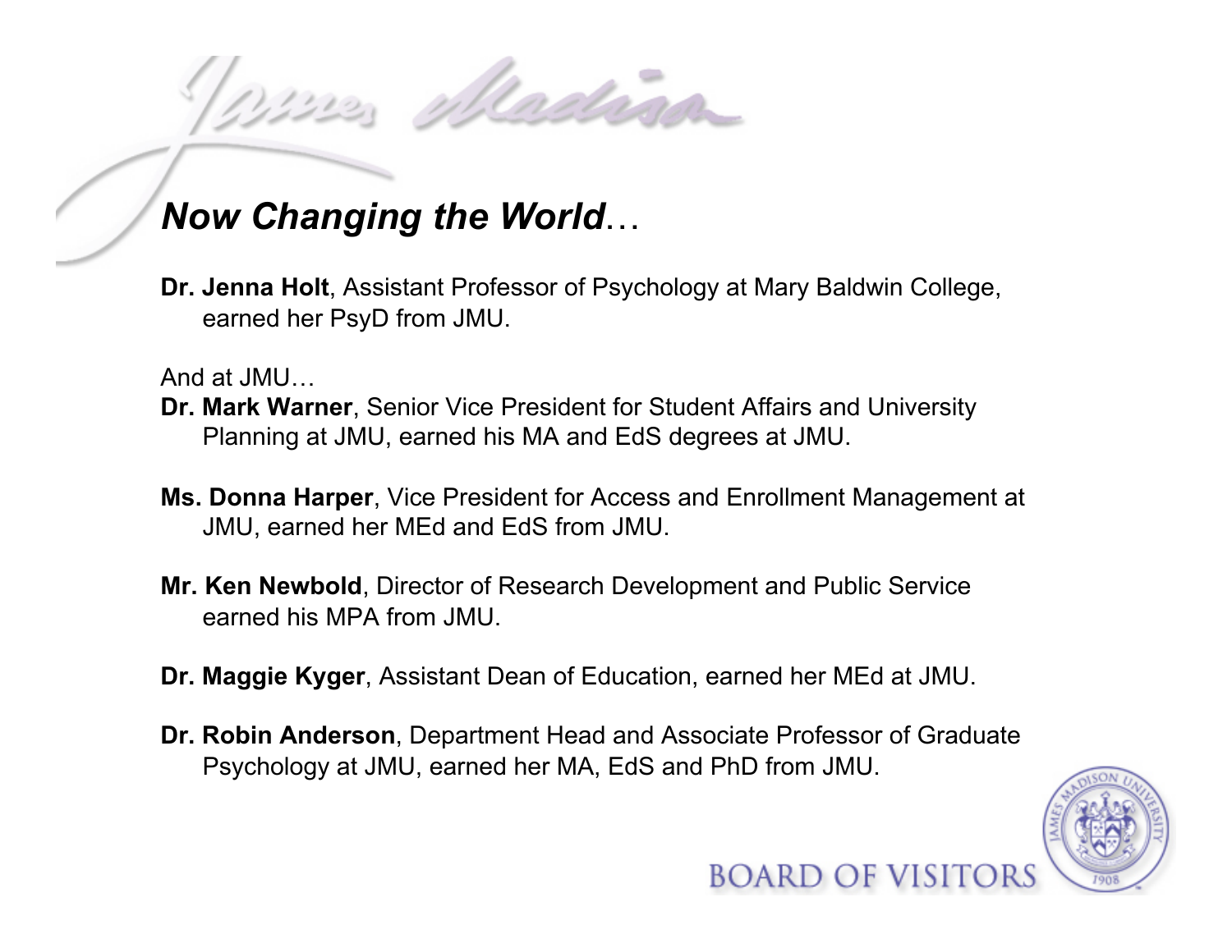## *Now Changing the World*…

**Dr. Jenna Holt**, Assistant Professor of Psychology at Mary Baldwin College, earned her PsyD from JMU.

And at JMU…

**Dr. Mark Warner**, Senior Vice President for Student Affairs and University Planning at JMU, earned his MA and EdS degrees at JMU.

**Ms. Donna Harper**, Vice President for Access and Enrollment Management at JMU, earned her MEd and EdS from JMU.

**Mr. Ken Newbold**, Director of Research Development and Public Service earned his MPA from JMU.

**Dr. Maggie Kyger**, Assistant Dean of Education, earned her MEd at JMU.

**Dr. Robin Anderson**, Department Head and Associate Professor of Graduate Psychology at JMU, earned her MA, EdS and PhD from JMU.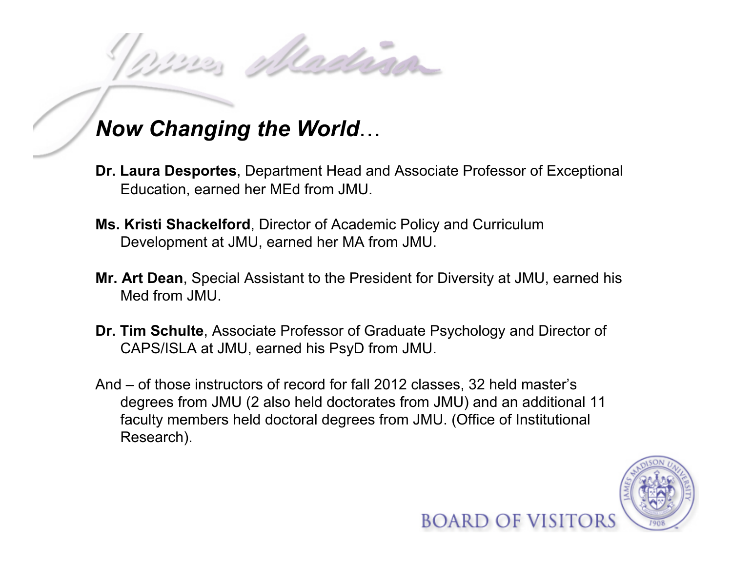## *Now Changing the World*…

**Dr. Laura Desportes**, Department Head and Associate Professor of Exceptional Education, earned her MEd from JMU.

**Ms. Kristi Shackelford**, Director of Academic Policy and Curriculum Development at JMU, earned her MA from JMU.

**Mr. Art Dean**, Special Assistant to the President for Diversity at JMU, earned his Med from JMU.

**Dr. Tim Schulte**, Associate Professor of Graduate Psychology and Director of CAPS/ISLA at JMU, earned his PsyD from JMU.

And – of those instructors of record for fall 2012 classes, 32 held master's degrees from JMU (2 also held doctorates from JMU) and an additional 11 faculty members held doctoral degrees from JMU. (Office of Institutional Research).

BOARD OF VISITORS